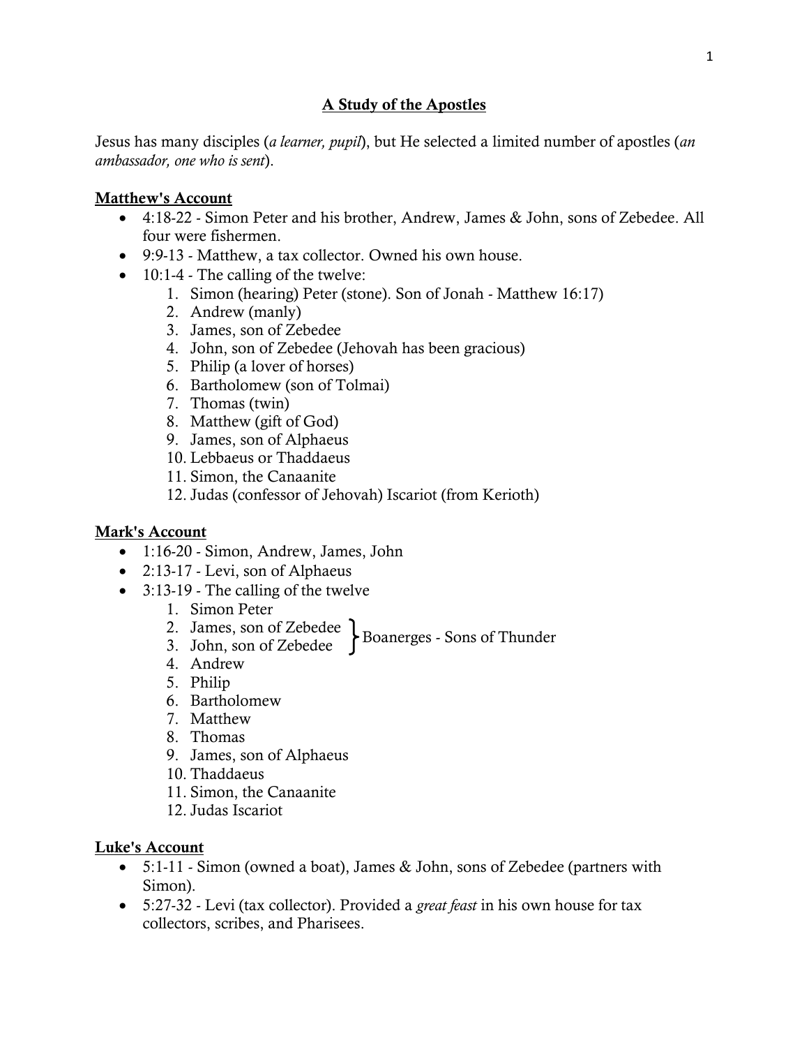# A Study of the Apostles

Jesus has many disciples (*a learner, pupil*), but He selected a limited number of apostles (*an ambassador, one who is sent*).

## Matthew's Account

- 4:18-22 - Simon Peter and his brother, Andrew, James & John, sons of Zebedee. All four were fishermen.
- 9:9-13 - Matthew, a tax collector. Owned his own house.
- 10:1-4 - The calling of the twelve:
    1. Simon (hearing) Peter (stone). Son of Jonah - Matthew 16:17)
    2. Andrew (manly)
    3. James, son of Zebedee
    4. John, son of Zebedee (Jehovah has been gracious)
    5. Philip (a lover of horses)
    6. Bartholomew (son of Tolmai)
    7. Thomas (twin)
    8. Matthew (gift of God)
    9. James, son of Alphaeus
    10. Lebbaeus or Thaddaeus
    11. Simon, the Canaanite
    12. Judas (confessor of Jehovah) Iscariot (from Kerioth)

## Mark's Account

- 1:16-20 - Simon, Andrew, James, John
- 2:13-17 - Levi, son of Alphaeus
- 3:13-19 - The calling of the twelve
    1. Simon Peter
    2. James, son of Zebedee } Boanerges - Sons of Thunder
    3. John, son of Zebedee }
    4. Andrew
    5. Philip
    6. Bartholomew
    7. Matthew
    8. Thomas
    9. James, son of Alphaeus
    10. Thaddaeus
    11. Simon, the Canaanite
    12. Judas Iscariot

## Luke's Account

- 5:1-11 - Simon (owned a boat), James & John, sons of Zebedee (partners with Simon).
- 5:27-32 - Levi (tax collector). Provided a *great feast* in his own house for tax collectors, scribes, and Pharisees.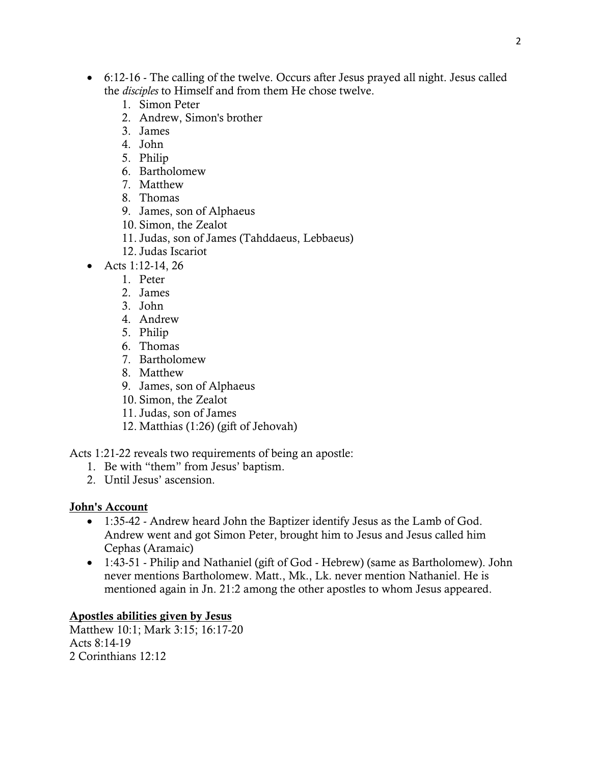- 6:12-16 - The calling of the twelve. Occurs after Jesus prayed all night. Jesus called the *disciples* to Himself and from them He chose twelve.
    1. Simon Peter
    2. Andrew, Simon's brother
    3. James
    4. John
    5. Philip
    6. Bartholomew
    7. Matthew
    8. Thomas
    9. James, son of Alphaeus
    10. Simon, the Zealot
    11. Judas, son of James (Tahddaeus, Lebbaeus)
    12. Judas Iscariot
- Acts 1:12-14, 26
    1. Peter
    2. James
    3. John
    4. Andrew
    5. Philip
    6. Thomas
    7. Bartholomew
    8. Matthew
    9. James, son of Alphaeus
    10. Simon, the Zealot
    11. Judas, son of James
    12. Matthias (1:26) (gift of Jehovah)

Acts 1:21-22 reveals two requirements of being an apostle:
1. Be with "them" from Jesus' baptism.
2. Until Jesus' ascension.

**<u>John's Account</u>**

- 1:35-42 - Andrew heard John the Baptizer identify Jesus as the Lamb of God. Andrew went and got Simon Peter, brought him to Jesus and Jesus called him Cephas (Aramaic)
- 1:43-51 - Philip and Nathaniel (gift of God - Hebrew) (same as Bartholomew). John never mentions Bartholomew. Matt., Mk., Lk. never mention Nathaniel. He is mentioned again in Jn. 21:2 among the other apostles to whom Jesus appeared.

**<u>Apostles abilities given by Jesus</u>**

Matthew 10:1; Mark 3:15; 16:17-20
Acts 8:14-19
2 Corinthians 12:12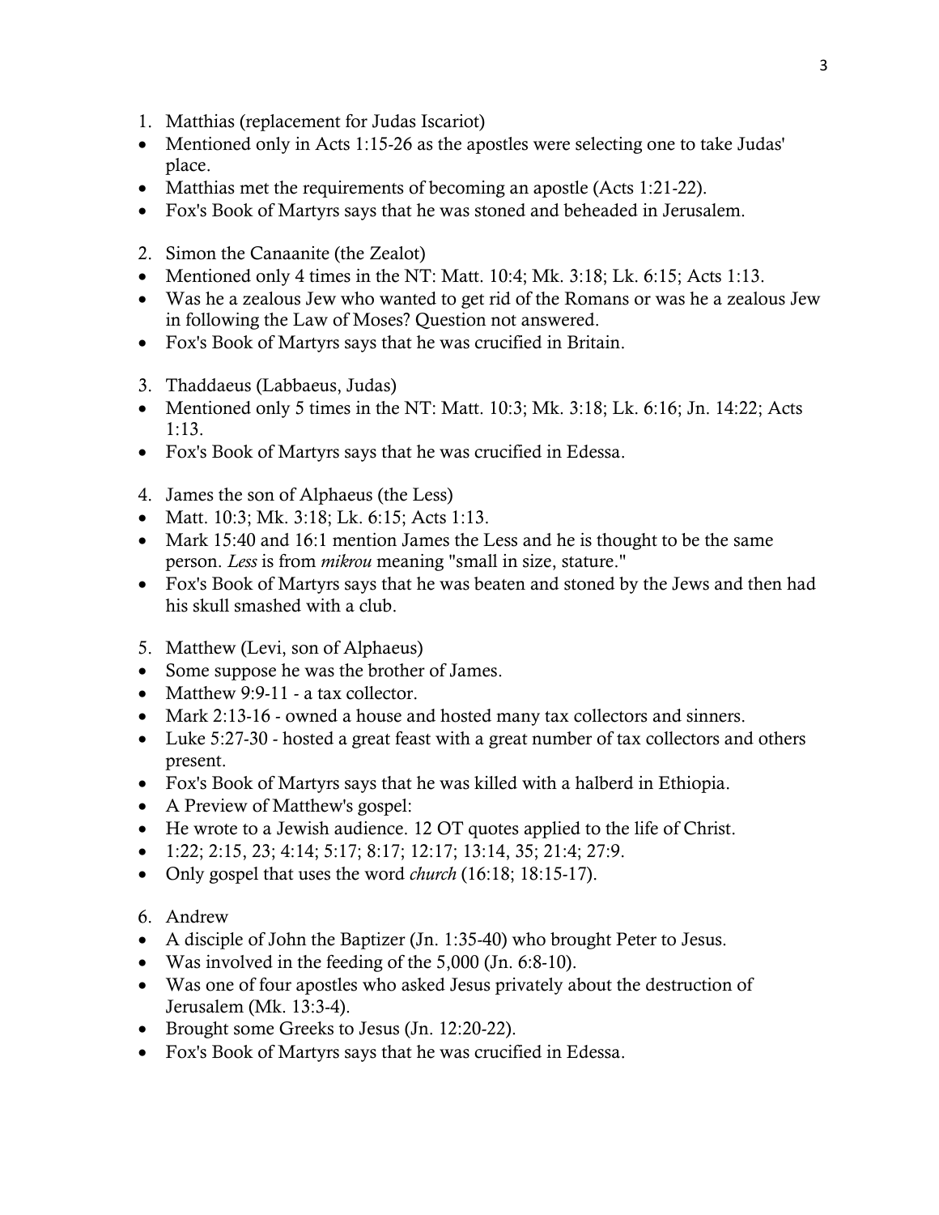1. Matthias (replacement for Judas Iscariot)

- Mentioned only in Acts 1:15-26 as the apostles were selecting one to take Judas' place.
- Matthias met the requirements of becoming an apostle (Acts 1:21-22).
- Fox's Book of Martyrs says that he was stoned and beheaded in Jerusalem.

2. Simon the Canaanite (the Zealot)

- Mentioned only 4 times in the NT: Matt. 10:4; Mk. 3:18; Lk. 6:15; Acts 1:13.
- Was he a zealous Jew who wanted to get rid of the Romans or was he a zealous Jew in following the Law of Moses? Question not answered.
- Fox's Book of Martyrs says that he was crucified in Britain.

3. Thaddaeus (Labbaeus, Judas)

- Mentioned only 5 times in the NT: Matt. 10:3; Mk. 3:18; Lk. 6:16; Jn. 14:22; Acts 1:13.
- Fox's Book of Martyrs says that he was crucified in Edessa.

4. James the son of Alphaeus (the Less)

- Matt. 10:3; Mk. 3:18; Lk. 6:15; Acts 1:13.
- Mark 15:40 and 16:1 mention James the Less and he is thought to be the same person. *Less* is from *mikrou* meaning "small in size, stature."
- Fox's Book of Martyrs says that he was beaten and stoned by the Jews and then had his skull smashed with a club.

5. Matthew (Levi, son of Alphaeus)

- Some suppose he was the brother of James.
- Matthew 9:9-11 - a tax collector.
- Mark 2:13-16 - owned a house and hosted many tax collectors and sinners.
- Luke 5:27-30 - hosted a great feast with a great number of tax collectors and others present.
- Fox's Book of Martyrs says that he was killed with a halberd in Ethiopia.
- A Preview of Matthew's gospel:
- He wrote to a Jewish audience. 12 OT quotes applied to the life of Christ.
- 1:22; 2:15, 23; 4:14; 5:17; 8:17; 12:17; 13:14, 35; 21:4; 27:9.
- Only gospel that uses the word *church* (16:18; 18:15-17).

6. Andrew

- A disciple of John the Baptizer (Jn. 1:35-40) who brought Peter to Jesus.
- Was involved in the feeding of the 5,000 (Jn. 6:8-10).
- Was one of four apostles who asked Jesus privately about the destruction of Jerusalem (Mk. 13:3-4).
- Brought some Greeks to Jesus (Jn. 12:20-22).
- Fox's Book of Martyrs says that he was crucified in Edessa.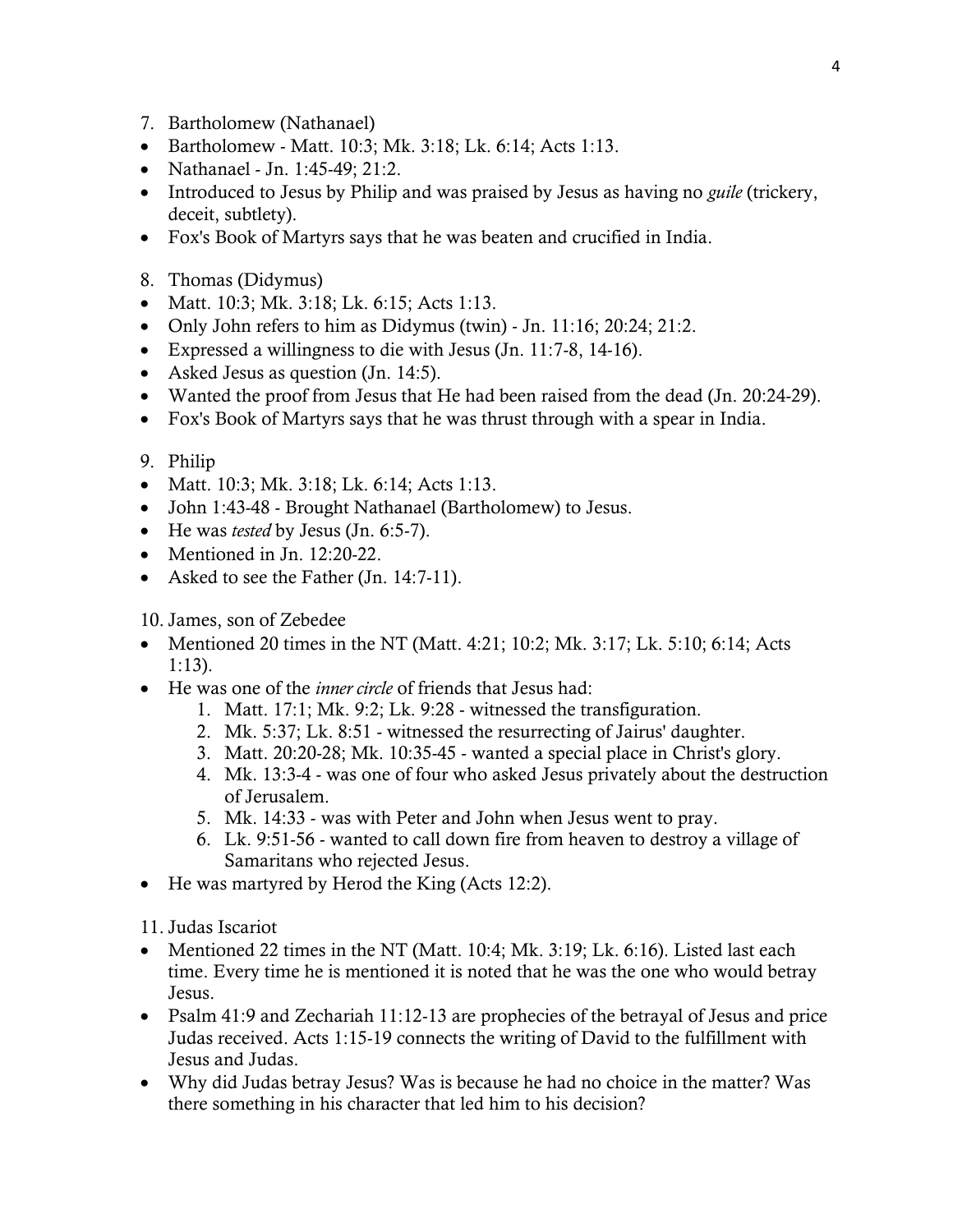7. Bartholomew (Nathanael)

- Bartholomew - Matt. 10:3; Mk. 3:18; Lk. 6:14; Acts 1:13.
- Nathanael - Jn. 1:45-49; 21:2.
- Introduced to Jesus by Philip and was praised by Jesus as having no *guile* (trickery, deceit, subtlety).
- Fox's Book of Martyrs says that he was beaten and crucified in India.

8. Thomas (Didymus)

- Matt. 10:3; Mk. 3:18; Lk. 6:15; Acts 1:13.
- Only John refers to him as Didymus (twin) - Jn. 11:16; 20:24; 21:2.
- Expressed a willingness to die with Jesus (Jn. 11:7-8, 14-16).
- Asked Jesus as question (Jn. 14:5).
- Wanted the proof from Jesus that He had been raised from the dead (Jn. 20:24-29).
- Fox's Book of Martyrs says that he was thrust through with a spear in India.

9. Philip

- Matt. 10:3; Mk. 3:18; Lk. 6:14; Acts 1:13.
- John 1:43-48 - Brought Nathanael (Bartholomew) to Jesus.
- He was *tested* by Jesus (Jn. 6:5-7).
- Mentioned in Jn. 12:20-22.
- Asked to see the Father (Jn. 14:7-11).

10. James, son of Zebedee

- Mentioned 20 times in the NT (Matt. 4:21; 10:2; Mk. 3:17; Lk. 5:10; 6:14; Acts 1:13).
- He was one of the *inner circle* of friends that Jesus had:
    1. Matt. 17:1; Mk. 9:2; Lk. 9:28 - witnessed the transfiguration.
    2. Mk. 5:37; Lk. 8:51 - witnessed the resurrecting of Jairus' daughter.
    3. Matt. 20:20-28; Mk. 10:35-45 - wanted a special place in Christ's glory.
    4. Mk. 13:3-4 - was one of four who asked Jesus privately about the destruction of Jerusalem.
    5. Mk. 14:33 - was with Peter and John when Jesus went to pray.
    6. Lk. 9:51-56 - wanted to call down fire from heaven to destroy a village of Samaritans who rejected Jesus.
- He was martyred by Herod the King (Acts 12:2).

11. Judas Iscariot

- Mentioned 22 times in the NT (Matt. 10:4; Mk. 3:19; Lk. 6:16). Listed last each time. Every time he is mentioned it is noted that he was the one who would betray Jesus.
- Psalm 41:9 and Zechariah 11:12-13 are prophecies of the betrayal of Jesus and price Judas received. Acts 1:15-19 connects the writing of David to the fulfillment with Jesus and Judas.
- Why did Judas betray Jesus? Was is because he had no choice in the matter? Was there something in his character that led him to his decision?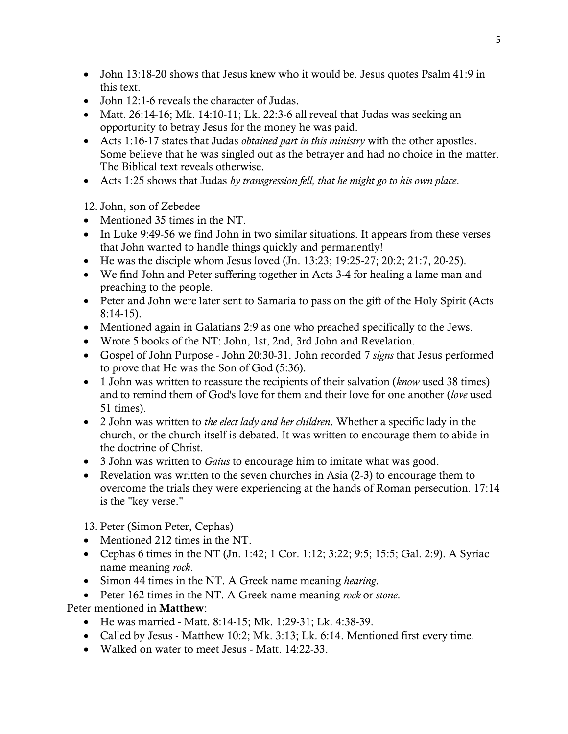- John 13:18-20 shows that Jesus knew who it would be. Jesus quotes Psalm 41:9 in this text.
- John 12:1-6 reveals the character of Judas.
- Matt. 26:14-16; Mk. 14:10-11; Lk. 22:3-6 all reveal that Judas was seeking an opportunity to betray Jesus for the money he was paid.
- Acts 1:16-17 states that Judas *obtained part in this ministry* with the other apostles. Some believe that he was singled out as the betrayer and had no choice in the matter. The Biblical text reveals otherwise.
- Acts 1:25 shows that Judas *by transgression fell, that he might go to his own place*.

12. John, son of Zebedee

- Mentioned 35 times in the NT.
- In Luke 9:49-56 we find John in two similar situations. It appears from these verses that John wanted to handle things quickly and permanently!
- He was the disciple whom Jesus loved (Jn. 13:23; 19:25-27; 20:2; 21:7, 20-25).
- We find John and Peter suffering together in Acts 3-4 for healing a lame man and preaching to the people.
- Peter and John were later sent to Samaria to pass on the gift of the Holy Spirit (Acts 8:14-15).
- Mentioned again in Galatians 2:9 as one who preached specifically to the Jews.
- Wrote 5 books of the NT: John, 1st, 2nd, 3rd John and Revelation.
- Gospel of John Purpose - John 20:30-31. John recorded 7 *signs* that Jesus performed to prove that He was the Son of God (5:36).
- 1 John was written to reassure the recipients of their salvation (*know* used 38 times) and to remind them of God's love for them and their love for one another (*love* used 51 times).
- 2 John was written to *the elect lady and her children*. Whether a specific lady in the church, or the church itself is debated. It was written to encourage them to abide in the doctrine of Christ.
- 3 John was written to *Gaius* to encourage him to imitate what was good.
- Revelation was written to the seven churches in Asia (2-3) to encourage them to overcome the trials they were experiencing at the hands of Roman persecution. 17:14 is the "key verse."

13. Peter (Simon Peter, Cephas)

- Mentioned 212 times in the NT.
- Cephas 6 times in the NT (Jn. 1:42; 1 Cor. 1:12; 3:22; 9:5; 15:5; Gal. 2:9). A Syriac name meaning *rock*.
- Simon 44 times in the NT. A Greek name meaning *hearing*.
- Peter 162 times in the NT. A Greek name meaning *rock* or *stone*.

Peter mentioned in **Matthew**:

- He was married - Matt. 8:14-15; Mk. 1:29-31; Lk. 4:38-39.
- Called by Jesus - Matthew 10:2; Mk. 3:13; Lk. 6:14. Mentioned first every time.
- Walked on water to meet Jesus - Matt. 14:22-33.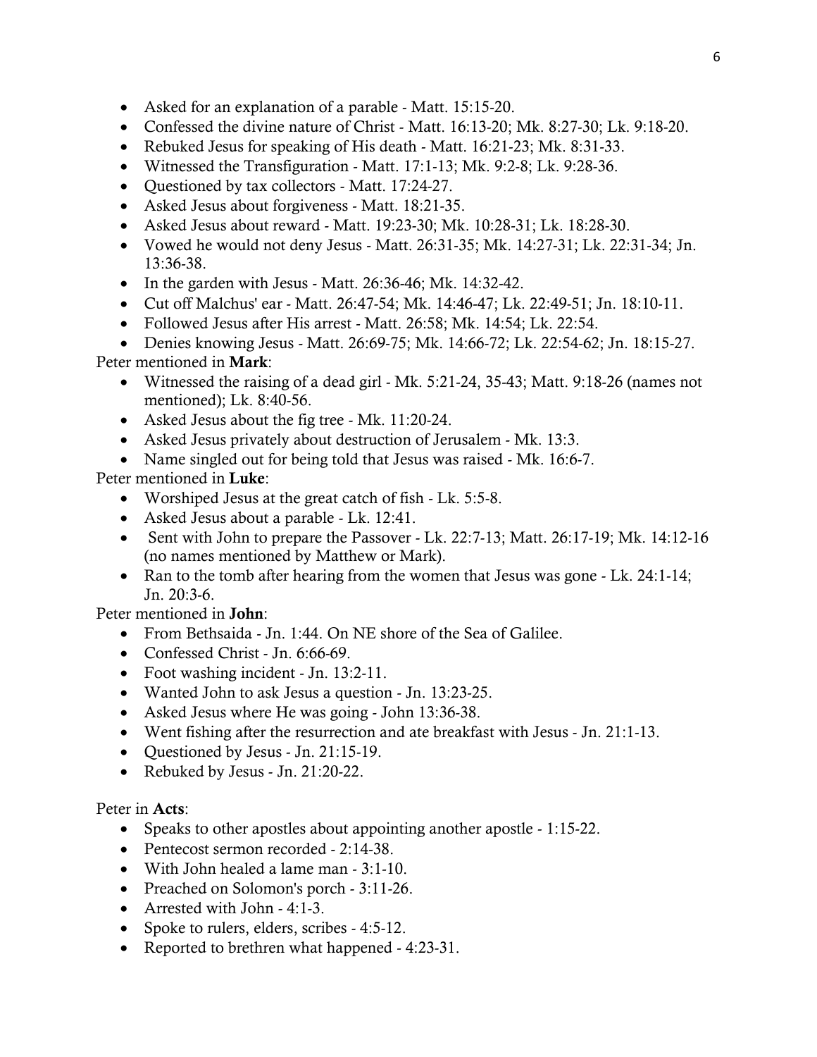- Asked for an explanation of a parable - Matt. 15:15-20.
- Confessed the divine nature of Christ - Matt. 16:13-20; Mk. 8:27-30; Lk. 9:18-20.
- Rebuked Jesus for speaking of His death - Matt. 16:21-23; Mk. 8:31-33.
- Witnessed the Transfiguration - Matt. 17:1-13; Mk. 9:2-8; Lk. 9:28-36.
- Questioned by tax collectors - Matt. 17:24-27.
- Asked Jesus about forgiveness - Matt. 18:21-35.
- Asked Jesus about reward - Matt. 19:23-30; Mk. 10:28-31; Lk. 18:28-30.
- Vowed he would not deny Jesus - Matt. 26:31-35; Mk. 14:27-31; Lk. 22:31-34; Jn. 13:36-38.
- In the garden with Jesus - Matt. 26:36-46; Mk. 14:32-42.
- Cut off Malchus' ear - Matt. 26:47-54; Mk. 14:46-47; Lk. 22:49-51; Jn. 18:10-11.
- Followed Jesus after His arrest - Matt. 26:58; Mk. 14:54; Lk. 22:54.
- Denies knowing Jesus - Matt. 26:69-75; Mk. 14:66-72; Lk. 22:54-62; Jn. 18:15-27.

Peter mentioned in **Mark**:

- Witnessed the raising of a dead girl - Mk. 5:21-24, 35-43; Matt. 9:18-26 (names not mentioned); Lk. 8:40-56.
- Asked Jesus about the fig tree - Mk. 11:20-24.
- Asked Jesus privately about destruction of Jerusalem - Mk. 13:3.
- Name singled out for being told that Jesus was raised - Mk. 16:6-7.

Peter mentioned in **Luke**:

- Worshiped Jesus at the great catch of fish - Lk. 5:5-8.
- Asked Jesus about a parable - Lk. 12:41.
- Sent with John to prepare the Passover - Lk. 22:7-13; Matt. 26:17-19; Mk. 14:12-16 (no names mentioned by Matthew or Mark).
- Ran to the tomb after hearing from the women that Jesus was gone - Lk. 24:1-14; Jn. 20:3-6.

Peter mentioned in **John**:

- From Bethsaida - Jn. 1:44. On NE shore of the Sea of Galilee.
- Confessed Christ - Jn. 6:66-69.
- Foot washing incident - Jn. 13:2-11.
- Wanted John to ask Jesus a question - Jn. 13:23-25.
- Asked Jesus where He was going - John 13:36-38.
- Went fishing after the resurrection and ate breakfast with Jesus - Jn. 21:1-13.
- Questioned by Jesus - Jn. 21:15-19.
- Rebuked by Jesus - Jn. 21:20-22.

Peter in **Acts**:

- Speaks to other apostles about appointing another apostle - 1:15-22.
- Pentecost sermon recorded - 2:14-38.
- With John healed a lame man - 3:1-10.
- Preached on Solomon's porch - 3:11-26.
- Arrested with John - 4:1-3.
- Spoke to rulers, elders, scribes - 4:5-12.
- Reported to brethren what happened - 4:23-31.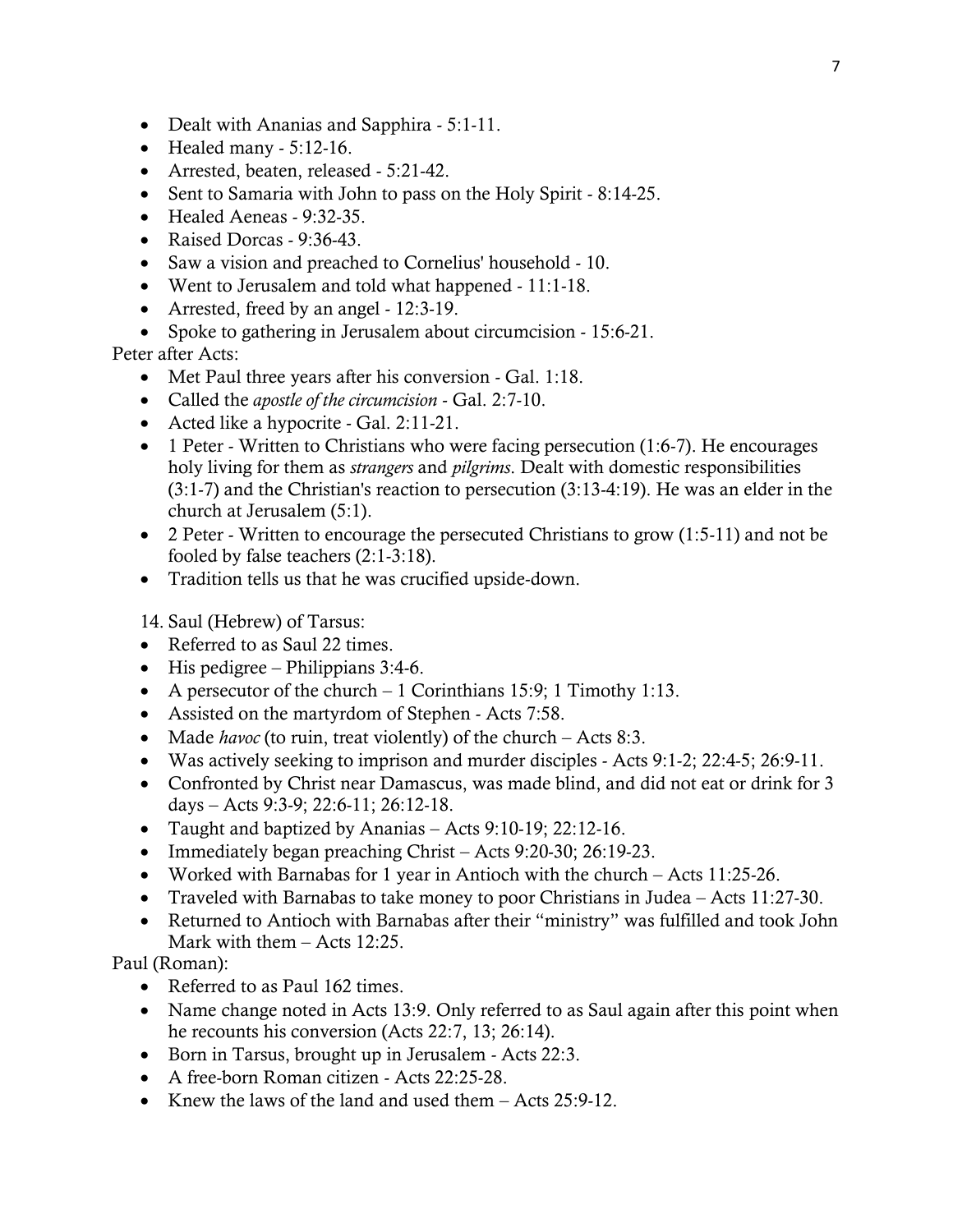- Dealt with Ananias and Sapphira - 5:1-11.
- Healed many - 5:12-16.
- Arrested, beaten, released - 5:21-42.
- Sent to Samaria with John to pass on the Holy Spirit - 8:14-25.
- Healed Aeneas - 9:32-35.
- Raised Dorcas - 9:36-43.
- Saw a vision and preached to Cornelius' household - 10.
- Went to Jerusalem and told what happened - 11:1-18.
- Arrested, freed by an angel - 12:3-19.
- Spoke to gathering in Jerusalem about circumcision - 15:6-21.

Peter after Acts:

- Met Paul three years after his conversion - Gal. 1:18.
- Called the *apostle of the circumcision* - Gal. 2:7-10.
- Acted like a hypocrite - Gal. 2:11-21.
- 1 Peter - Written to Christians who were facing persecution (1:6-7). He encourages holy living for them as *strangers* and *pilgrims*. Dealt with domestic responsibilities (3:1-7) and the Christian's reaction to persecution (3:13-4:19). He was an elder in the church at Jerusalem (5:1).
- 2 Peter - Written to encourage the persecuted Christians to grow (1:5-11) and not be fooled by false teachers (2:1-3:18).
- Tradition tells us that he was crucified upside-down.

14. Saul (Hebrew) of Tarsus:

- Referred to as Saul 22 times.
- His pedigree – Philippians 3:4-6.
- A persecutor of the church – 1 Corinthians 15:9; 1 Timothy 1:13.
- Assisted on the martyrdom of Stephen - Acts 7:58.
- Made *havoc* (to ruin, treat violently) of the church – Acts 8:3.
- Was actively seeking to imprison and murder disciples - Acts 9:1-2; 22:4-5; 26:9-11.
- Confronted by Christ near Damascus, was made blind, and did not eat or drink for 3 days – Acts 9:3-9; 22:6-11; 26:12-18.
- Taught and baptized by Ananias – Acts 9:10-19; 22:12-16.
- Immediately began preaching Christ – Acts 9:20-30; 26:19-23.
- Worked with Barnabas for 1 year in Antioch with the church – Acts 11:25-26.
- Traveled with Barnabas to take money to poor Christians in Judea – Acts 11:27-30.
- Returned to Antioch with Barnabas after their "ministry" was fulfilled and took John Mark with them – Acts 12:25.

Paul (Roman):

- Referred to as Paul 162 times.
- Name change noted in Acts 13:9. Only referred to as Saul again after this point when he recounts his conversion (Acts 22:7, 13; 26:14).
- Born in Tarsus, brought up in Jerusalem - Acts 22:3.
- A free-born Roman citizen - Acts 22:25-28.
- Knew the laws of the land and used them – Acts 25:9-12.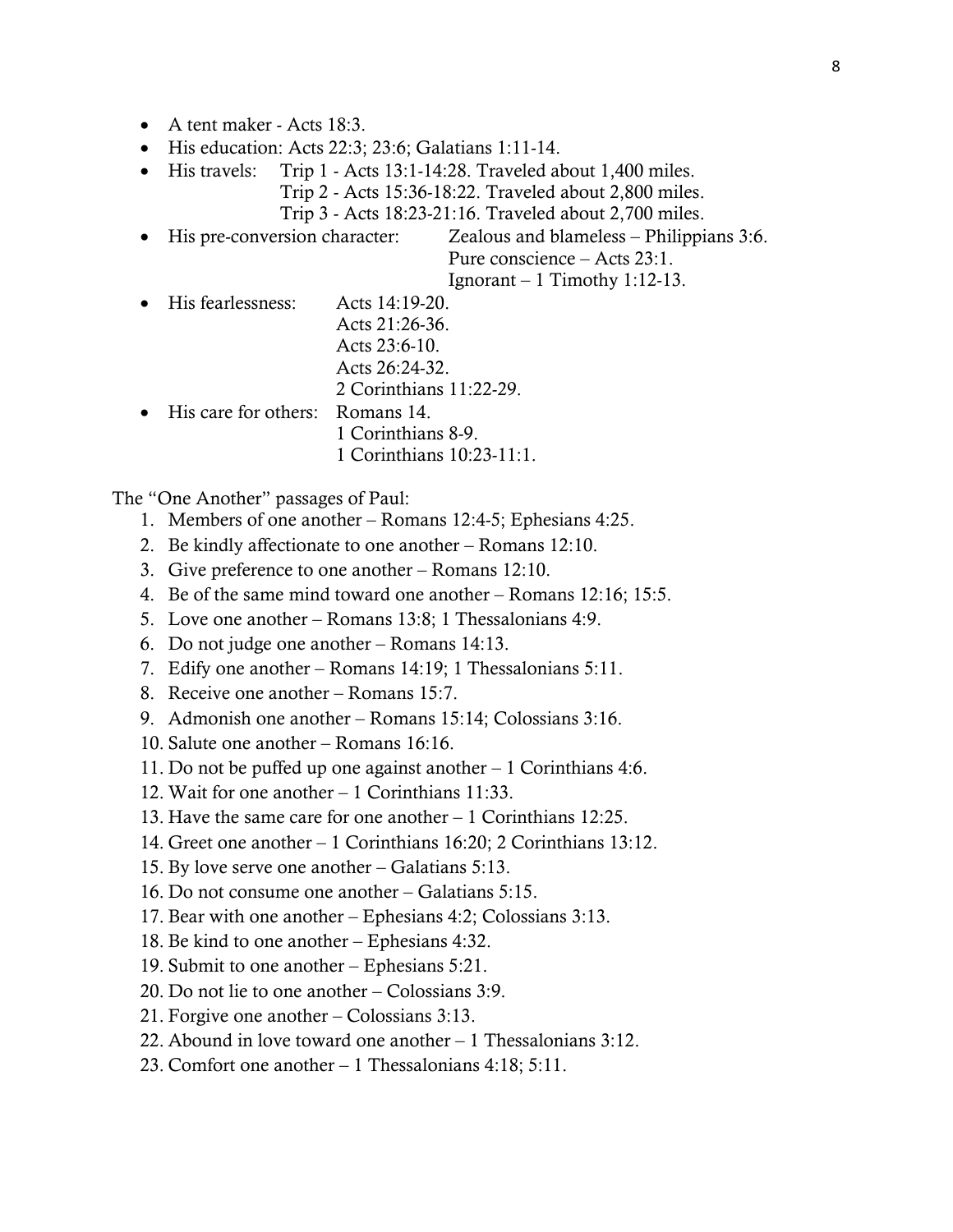- A tent maker - Acts 18:3.
- His education: Acts 22:3; 23:6; Galatians 1:11-14.
- His travels: Trip 1 - Acts 13:1-14:28. Traveled about 1,400 miles.
  Trip 2 - Acts 15:36-18:22. Traveled about 2,800 miles.
  Trip 3 - Acts 18:23-21:16. Traveled about 2,700 miles.
- His pre-conversion character: Zealous and blameless – Philippians 3:6.
  Pure conscience – Acts 23:1.
  Ignorant – 1 Timothy 1:12-13.
- His fearlessness: Acts 14:19-20.
  Acts 21:26-36.
  Acts 23:6-10.
  Acts 26:24-32.
  2 Corinthians 11:22-29.
- His care for others: Romans 14.
  1 Corinthians 8-9.
  1 Corinthians 10:23-11:1.

The "One Another" passages of Paul:

1. Members of one another – Romans 12:4-5; Ephesians 4:25.
2. Be kindly affectionate to one another – Romans 12:10.
3. Give preference to one another – Romans 12:10.
4. Be of the same mind toward one another – Romans 12:16; 15:5.
5. Love one another – Romans 13:8; 1 Thessalonians 4:9.
6. Do not judge one another – Romans 14:13.
7. Edify one another – Romans 14:19; 1 Thessalonians 5:11.
8. Receive one another – Romans 15:7.
9. Admonish one another – Romans 15:14; Colossians 3:16.
10. Salute one another – Romans 16:16.
11. Do not be puffed up one against another – 1 Corinthians 4:6.
12. Wait for one another – 1 Corinthians 11:33.
13. Have the same care for one another – 1 Corinthians 12:25.
14. Greet one another – 1 Corinthians 16:20; 2 Corinthians 13:12.
15. By love serve one another – Galatians 5:13.
16. Do not consume one another – Galatians 5:15.
17. Bear with one another – Ephesians 4:2; Colossians 3:13.
18. Be kind to one another – Ephesians 4:32.
19. Submit to one another – Ephesians 5:21.
20. Do not lie to one another – Colossians 3:9.
21. Forgive one another – Colossians 3:13.
22. Abound in love toward one another – 1 Thessalonians 3:12.
23. Comfort one another – 1 Thessalonians 4:18; 5:11.